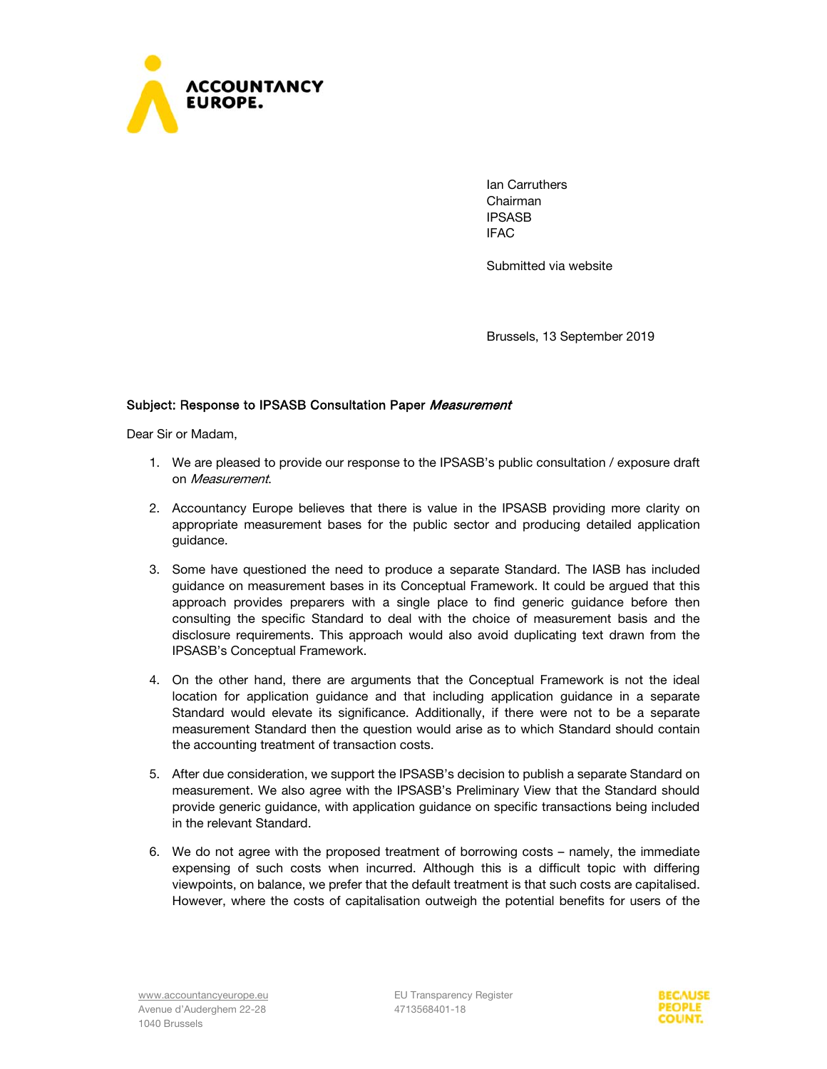ACCOUNTANCY EUROPE.

Ian Carruthers
Chairman
IPSASB
IFAC

Submitted via website

Brussels, 13 September 2019

**Subject: Response to IPSASB Consultation Paper *Measurement***

Dear Sir or Madam,

1. We are pleased to provide our response to the IPSASB's public consultation / exposure draft on *Measurement*.

2. Accountancy Europe believes that there is value in the IPSASB providing more clarity on appropriate measurement bases for the public sector and producing detailed application guidance.

3. Some have questioned the need to produce a separate Standard. The IASB has included guidance on measurement bases in its Conceptual Framework. It could be argued that this approach provides preparers with a single place to find generic guidance before then consulting the specific Standard to deal with the choice of measurement basis and the disclosure requirements. This approach would also avoid duplicating text drawn from the IPSASB's Conceptual Framework.

4. On the other hand, there are arguments that the Conceptual Framework is not the ideal location for application guidance and that including application guidance in a separate Standard would elevate its significance. Additionally, if there were not to be a separate measurement Standard then the question would arise as to which Standard should contain the accounting treatment of transaction costs.

5. After due consideration, we support the IPSASB's decision to publish a separate Standard on measurement. We also agree with the IPSASB's Preliminary View that the Standard should provide generic guidance, with application guidance on specific transactions being included in the relevant Standard.

6. We do not agree with the proposed treatment of borrowing costs – namely, the immediate expensing of such costs when incurred. Although this is a difficult topic with differing viewpoints, on balance, we prefer that the default treatment is that such costs are capitalised. However, where the costs of capitalisation outweigh the potential benefits for users of the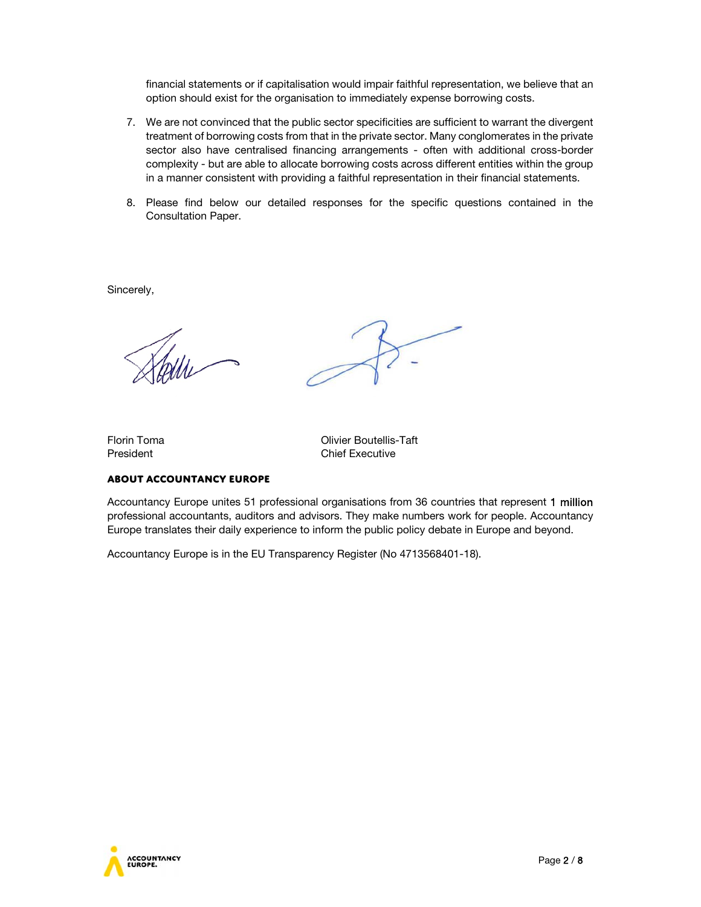financial statements or if capitalisation would impair faithful representation, we believe that an option should exist for the organisation to immediately expense borrowing costs.

7. We are not convinced that the public sector specificities are sufficient to warrant the divergent treatment of borrowing costs from that in the private sector. Many conglomerates in the private sector also have centralised financing arrangements - often with additional cross-border complexity - but are able to allocate borrowing costs across different entities within the group in a manner consistent with providing a faithful representation in their financial statements.

8. Please find below our detailed responses for the specific questions contained in the Consultation Paper.

Sincerely,

Florin Toma
President

Olivier Boutellis-Taft
Chief Executive

**ABOUT ACCOUNTANCY EUROPE**

Accountancy Europe unites 51 professional organisations from 36 countries that represent 1 million professional accountants, auditors and advisors. They make numbers work for people. Accountancy Europe translates their daily experience to inform the public policy debate in Europe and beyond.

Accountancy Europe is in the EU Transparency Register (No 4713568401-18).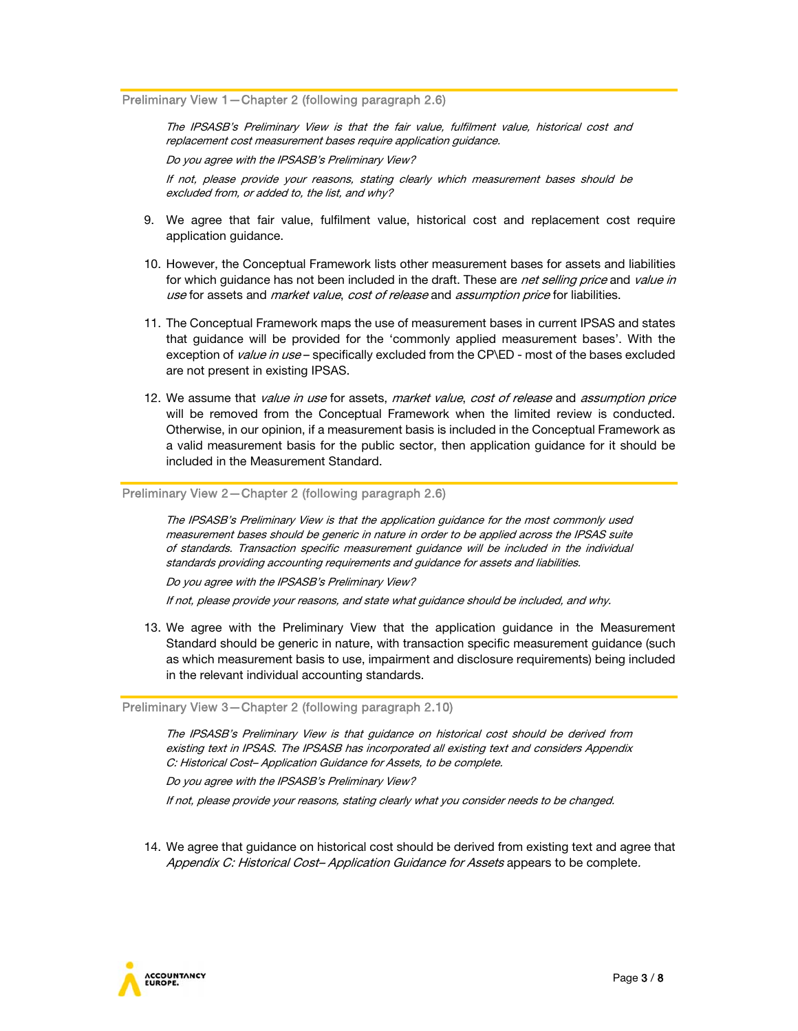### Preliminary View 1—Chapter 2 (following paragraph 2.6)

> *The IPSASB's Preliminary View is that the fair value, fulfilment value, historical cost and replacement cost measurement bases require application guidance.*
>
> *Do you agree with the IPSASB's Preliminary View?*
>
> *If not, please provide your reasons, stating clearly which measurement bases should be excluded from, or added to, the list, and why?*

9. We agree that fair value, fulfilment value, historical cost and replacement cost require application guidance.

10. However, the Conceptual Framework lists other measurement bases for assets and liabilities for which guidance has not been included in the draft. These are *net selling price* and *value in use* for assets and *market value*, *cost of release* and *assumption price* for liabilities.

11. The Conceptual Framework maps the use of measurement bases in current IPSAS and states that guidance will be provided for the 'commonly applied measurement bases'. With the exception of *value in use* – specifically excluded from the CP\ED - most of the bases excluded are not present in existing IPSAS.

12. We assume that *value in use* for assets, *market value*, *cost of release* and *assumption price* will be removed from the Conceptual Framework when the limited review is conducted. Otherwise, in our opinion, if a measurement basis is included in the Conceptual Framework as a valid measurement basis for the public sector, then application guidance for it should be included in the Measurement Standard.

### Preliminary View 2—Chapter 2 (following paragraph 2.6)

> *The IPSASB's Preliminary View is that the application guidance for the most commonly used measurement bases should be generic in nature in order to be applied across the IPSAS suite of standards. Transaction specific measurement guidance will be included in the individual standards providing accounting requirements and guidance for assets and liabilities.*
>
> *Do you agree with the IPSASB's Preliminary View?*
>
> *If not, please provide your reasons, and state what guidance should be included, and why.*

13. We agree with the Preliminary View that the application guidance in the Measurement Standard should be generic in nature, with transaction specific measurement guidance (such as which measurement basis to use, impairment and disclosure requirements) being included in the relevant individual accounting standards.

### Preliminary View 3—Chapter 2 (following paragraph 2.10)

> *The IPSASB's Preliminary View is that guidance on historical cost should be derived from existing text in IPSAS. The IPSASB has incorporated all existing text and considers Appendix C: Historical Cost– Application Guidance for Assets, to be complete.*
>
> *Do you agree with the IPSASB's Preliminary View?*
>
> *If not, please provide your reasons, stating clearly what you consider needs to be changed.*

14. We agree that guidance on historical cost should be derived from existing text and agree that *Appendix C: Historical Cost– Application Guidance for Assets* appears to be complete.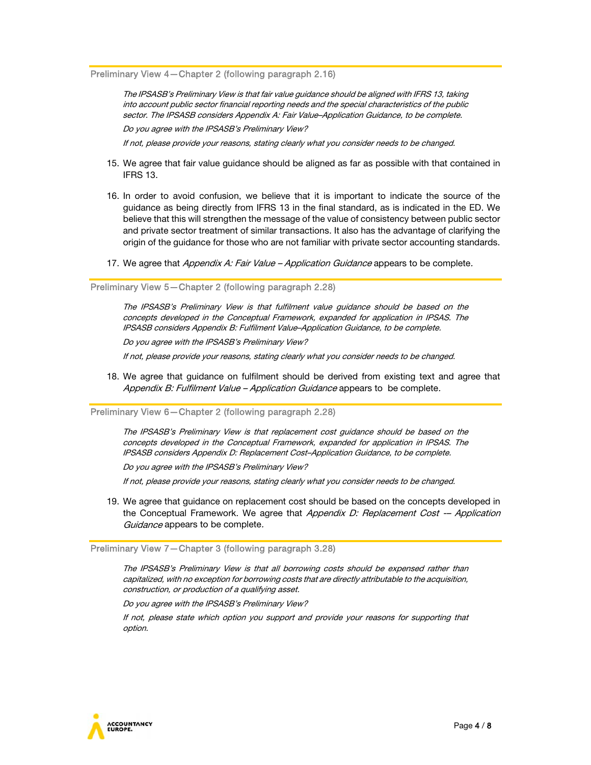### Preliminary View 4—Chapter 2 (following paragraph 2.16)

> *The IPSASB's Preliminary View is that fair value guidance should be aligned with IFRS 13, taking into account public sector financial reporting needs and the special characteristics of the public sector. The IPSASB considers Appendix A: Fair Value–Application Guidance, to be complete.*
>
> *Do you agree with the IPSASB's Preliminary View?*
>
> *If not, please provide your reasons, stating clearly what you consider needs to be changed.*

15. We agree that fair value guidance should be aligned as far as possible with that contained in IFRS 13.

16. In order to avoid confusion, we believe that it is important to indicate the source of the guidance as being directly from IFRS 13 in the final standard, as is indicated in the ED. We believe that this will strengthen the message of the value of consistency between public sector and private sector treatment of similar transactions. It also has the advantage of clarifying the origin of the guidance for those who are not familiar with private sector accounting standards.

17. We agree that *Appendix A: Fair Value – Application Guidance* appears to be complete.

### Preliminary View 5—Chapter 2 (following paragraph 2.28)

> *The IPSASB's Preliminary View is that fulfilment value guidance should be based on the concepts developed in the Conceptual Framework, expanded for application in IPSAS. The IPSASB considers Appendix B: Fulfilment Value–Application Guidance, to be complete.*
>
> *Do you agree with the IPSASB's Preliminary View?*
>
> *If not, please provide your reasons, stating clearly what you consider needs to be changed.*

18. We agree that guidance on fulfilment should be derived from existing text and agree that *Appendix B: Fulfilment Value – Application Guidance* appears to be complete.

### Preliminary View 6—Chapter 2 (following paragraph 2.28)

> *The IPSASB's Preliminary View is that replacement cost guidance should be based on the concepts developed in the Conceptual Framework, expanded for application in IPSAS. The IPSASB considers Appendix D: Replacement Cost–Application Guidance, to be complete.*
>
> *Do you agree with the IPSASB's Preliminary View?*
>
> *If not, please provide your reasons, stating clearly what you consider needs to be changed.*

19. We agree that guidance on replacement cost should be based on the concepts developed in the Conceptual Framework. We agree that *Appendix D: Replacement Cost -– Application Guidance* appears to be complete.

### Preliminary View 7—Chapter 3 (following paragraph 3.28)

> *The IPSASB's Preliminary View is that all borrowing costs should be expensed rather than capitalized, with no exception for borrowing costs that are directly attributable to the acquisition, construction, or production of a qualifying asset.*
>
> *Do you agree with the IPSASB's Preliminary View?*
>
> *If not, please state which option you support and provide your reasons for supporting that option.*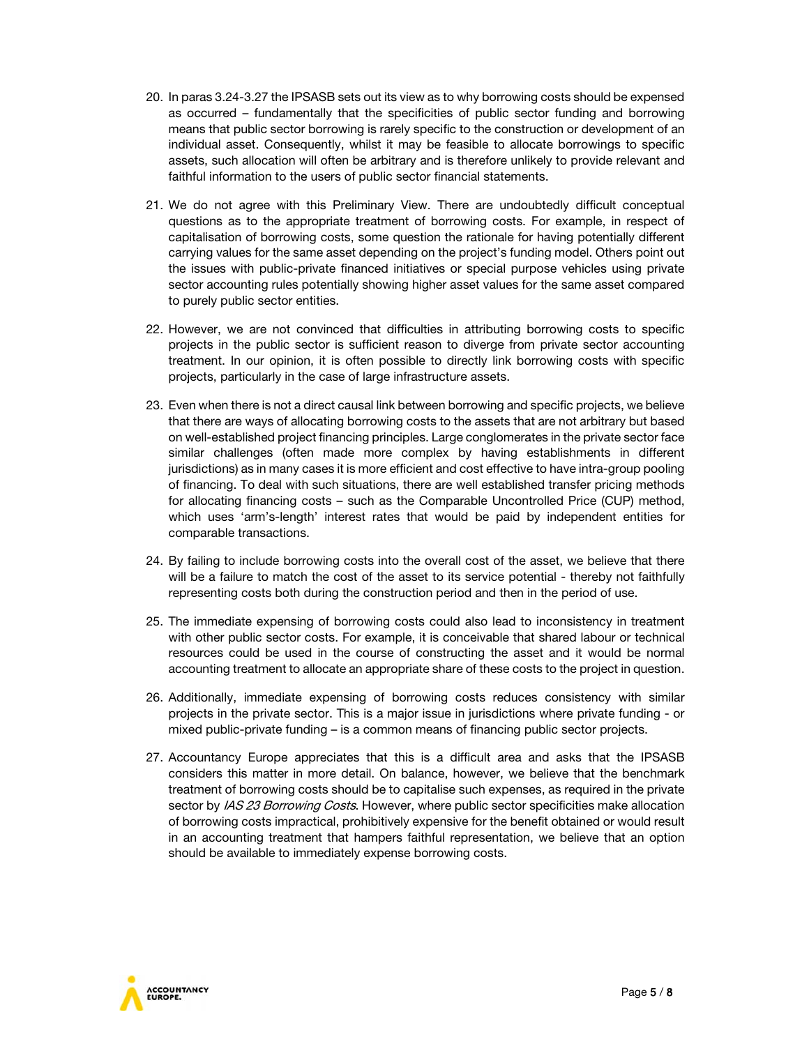20. In paras 3.24-3.27 the IPSASB sets out its view as to why borrowing costs should be expensed as occurred – fundamentally that the specificities of public sector funding and borrowing means that public sector borrowing is rarely specific to the construction or development of an individual asset. Consequently, whilst it may be feasible to allocate borrowings to specific assets, such allocation will often be arbitrary and is therefore unlikely to provide relevant and faithful information to the users of public sector financial statements.

21. We do not agree with this Preliminary View. There are undoubtedly difficult conceptual questions as to the appropriate treatment of borrowing costs. For example, in respect of capitalisation of borrowing costs, some question the rationale for having potentially different carrying values for the same asset depending on the project's funding model. Others point out the issues with public-private financed initiatives or special purpose vehicles using private sector accounting rules potentially showing higher asset values for the same asset compared to purely public sector entities.

22. However, we are not convinced that difficulties in attributing borrowing costs to specific projects in the public sector is sufficient reason to diverge from private sector accounting treatment. In our opinion, it is often possible to directly link borrowing costs with specific projects, particularly in the case of large infrastructure assets.

23. Even when there is not a direct causal link between borrowing and specific projects, we believe that there are ways of allocating borrowing costs to the assets that are not arbitrary but based on well-established project financing principles. Large conglomerates in the private sector face similar challenges (often made more complex by having establishments in different jurisdictions) as in many cases it is more efficient and cost effective to have intra-group pooling of financing. To deal with such situations, there are well established transfer pricing methods for allocating financing costs – such as the Comparable Uncontrolled Price (CUP) method, which uses 'arm's-length' interest rates that would be paid by independent entities for comparable transactions.

24. By failing to include borrowing costs into the overall cost of the asset, we believe that there will be a failure to match the cost of the asset to its service potential - thereby not faithfully representing costs both during the construction period and then in the period of use.

25. The immediate expensing of borrowing costs could also lead to inconsistency in treatment with other public sector costs. For example, it is conceivable that shared labour or technical resources could be used in the course of constructing the asset and it would be normal accounting treatment to allocate an appropriate share of these costs to the project in question.

26. Additionally, immediate expensing of borrowing costs reduces consistency with similar projects in the private sector. This is a major issue in jurisdictions where private funding - or mixed public-private funding – is a common means of financing public sector projects.

27. Accountancy Europe appreciates that this is a difficult area and asks that the IPSASB considers this matter in more detail. On balance, however, we believe that the benchmark treatment of borrowing costs should be to capitalise such expenses, as required in the private sector by *IAS 23 Borrowing Costs*. However, where public sector specificities make allocation of borrowing costs impractical, prohibitively expensive for the benefit obtained or would result in an accounting treatment that hampers faithful representation, we believe that an option should be available to immediately expense borrowing costs.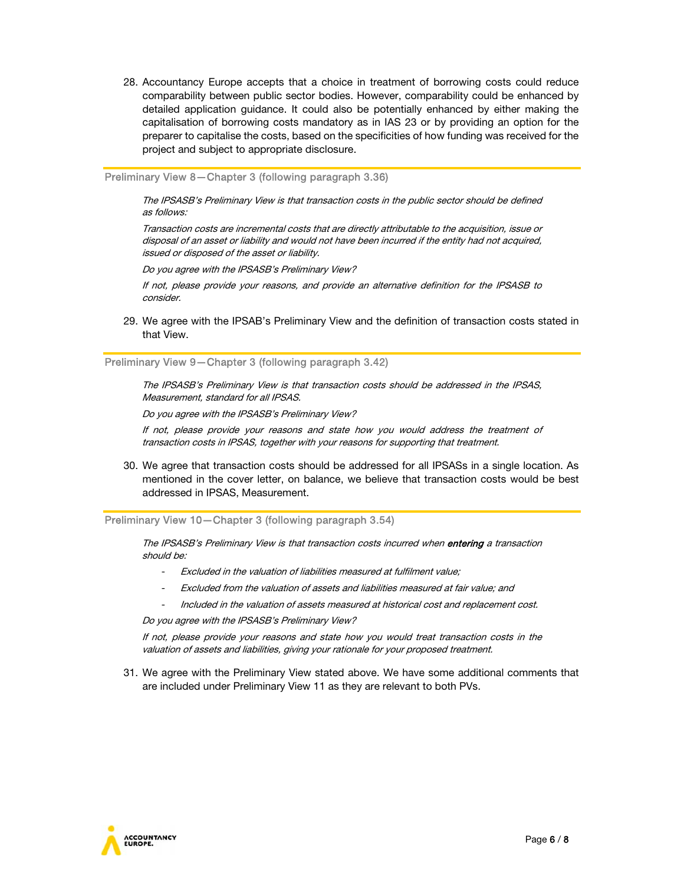28. Accountancy Europe accepts that a choice in treatment of borrowing costs could reduce comparability between public sector bodies. However, comparability could be enhanced by detailed application guidance. It could also be potentially enhanced by either making the capitalisation of borrowing costs mandatory as in IAS 23 or by providing an option for the preparer to capitalise the costs, based on the specificities of how funding was received for the project and subject to appropriate disclosure.

### Preliminary View 8—Chapter 3 (following paragraph 3.36)

*The IPSASB's Preliminary View is that transaction costs in the public sector should be defined as follows:*

*Transaction costs are incremental costs that are directly attributable to the acquisition, issue or disposal of an asset or liability and would not have been incurred if the entity had not acquired, issued or disposed of the asset or liability.*

*Do you agree with the IPSASB's Preliminary View?*

*If not, please provide your reasons, and provide an alternative definition for the IPSASB to consider.*

29. We agree with the IPSAB's Preliminary View and the definition of transaction costs stated in that View.

### Preliminary View 9—Chapter 3 (following paragraph 3.42)

*The IPSASB's Preliminary View is that transaction costs should be addressed in the IPSAS, Measurement, standard for all IPSAS.*

*Do you agree with the IPSASB's Preliminary View?*

*If not, please provide your reasons and state how you would address the treatment of transaction costs in IPSAS, together with your reasons for supporting that treatment.*

30. We agree that transaction costs should be addressed for all IPSASs in a single location. As mentioned in the cover letter, on balance, we believe that transaction costs would be best addressed in IPSAS, Measurement.

### Preliminary View 10—Chapter 3 (following paragraph 3.54)

*The IPSASB's Preliminary View is that transaction costs incurred when* ***entering*** *a transaction should be:*

- *Excluded in the valuation of liabilities measured at fulfilment value;*
- *Excluded from the valuation of assets and liabilities measured at fair value; and*
- *Included in the valuation of assets measured at historical cost and replacement cost.*

*Do you agree with the IPSASB's Preliminary View?*

*If not, please provide your reasons and state how you would treat transaction costs in the valuation of assets and liabilities, giving your rationale for your proposed treatment.*

31. We agree with the Preliminary View stated above. We have some additional comments that are included under Preliminary View 11 as they are relevant to both PVs.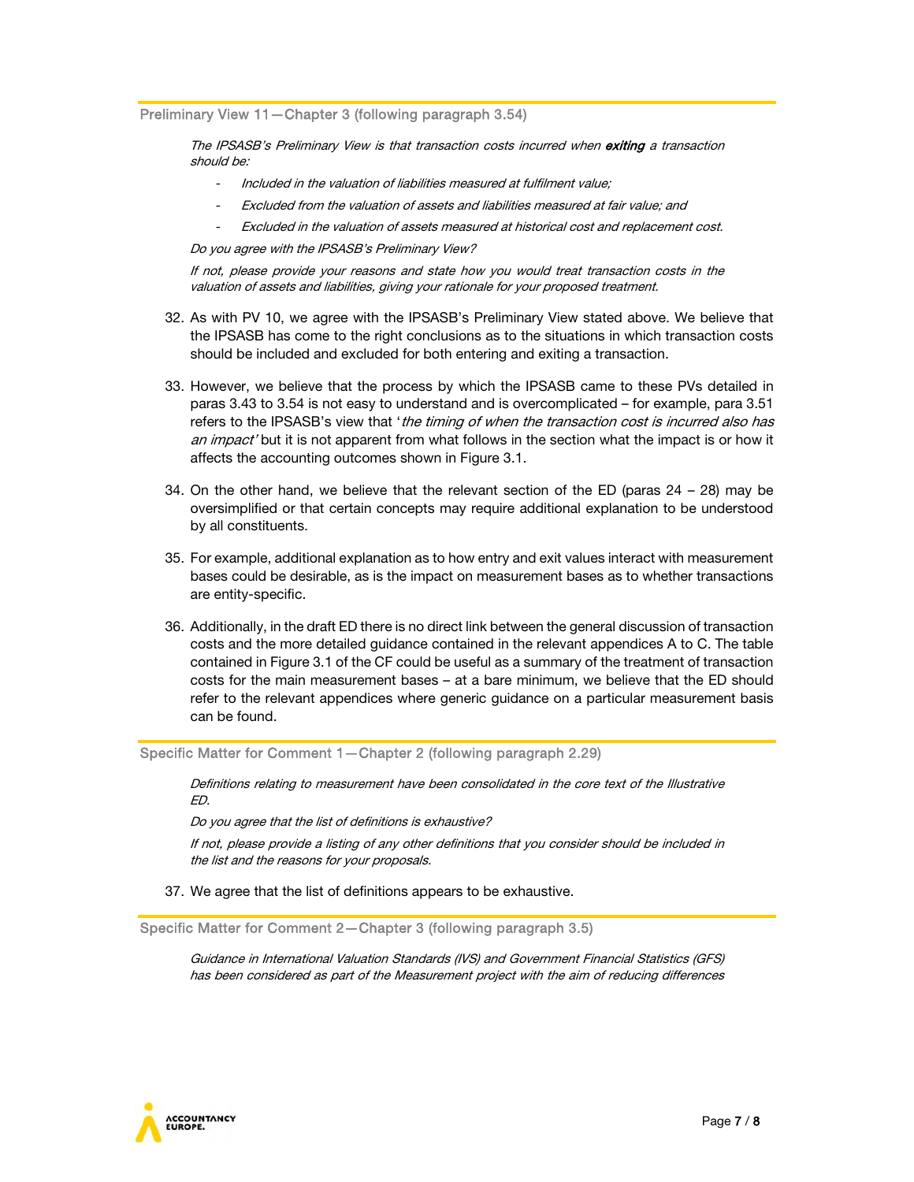### Preliminary View 11—Chapter 3 (following paragraph 3.54)

> *The IPSASB's Preliminary View is that transaction costs incurred when **exiting** a transaction should be:*
>
> - *Included in the valuation of liabilities measured at fulfilment value;*
> - *Excluded from the valuation of assets and liabilities measured at fair value; and*
> - *Excluded in the valuation of assets measured at historical cost and replacement cost.*
>
> *Do you agree with the IPSASB's Preliminary View?*
>
> *If not, please provide your reasons and state how you would treat transaction costs in the valuation of assets and liabilities, giving your rationale for your proposed treatment.*

32. As with PV 10, we agree with the IPSASB's Preliminary View stated above. We believe that the IPSASB has come to the right conclusions as to the situations in which transaction costs should be included and excluded for both entering and exiting a transaction.

33. However, we believe that the process by which the IPSASB came to these PVs detailed in paras 3.43 to 3.54 is not easy to understand and is overcomplicated – for example, para 3.51 refers to the IPSASB's view that '*the timing of when the transaction cost is incurred also has an impact'* but it is not apparent from what follows in the section what the impact is or how it affects the accounting outcomes shown in Figure 3.1.

34. On the other hand, we believe that the relevant section of the ED (paras 24 – 28) may be oversimplified or that certain concepts may require additional explanation to be understood by all constituents.

35. For example, additional explanation as to how entry and exit values interact with measurement bases could be desirable, as is the impact on measurement bases as to whether transactions are entity-specific.

36. Additionally, in the draft ED there is no direct link between the general discussion of transaction costs and the more detailed guidance contained in the relevant appendices A to C. The table contained in Figure 3.1 of the CF could be useful as a summary of the treatment of transaction costs for the main measurement bases – at a bare minimum, we believe that the ED should refer to the relevant appendices where generic guidance on a particular measurement basis can be found.

### Specific Matter for Comment 1—Chapter 2 (following paragraph 2.29)

> *Definitions relating to measurement have been consolidated in the core text of the Illustrative ED.*
>
> *Do you agree that the list of definitions is exhaustive?*
>
> *If not, please provide a listing of any other definitions that you consider should be included in the list and the reasons for your proposals.*

37. We agree that the list of definitions appears to be exhaustive.

### Specific Matter for Comment 2—Chapter 3 (following paragraph 3.5)

> *Guidance in International Valuation Standards (IVS) and Government Financial Statistics (GFS) has been considered as part of the Measurement project with the aim of reducing differences*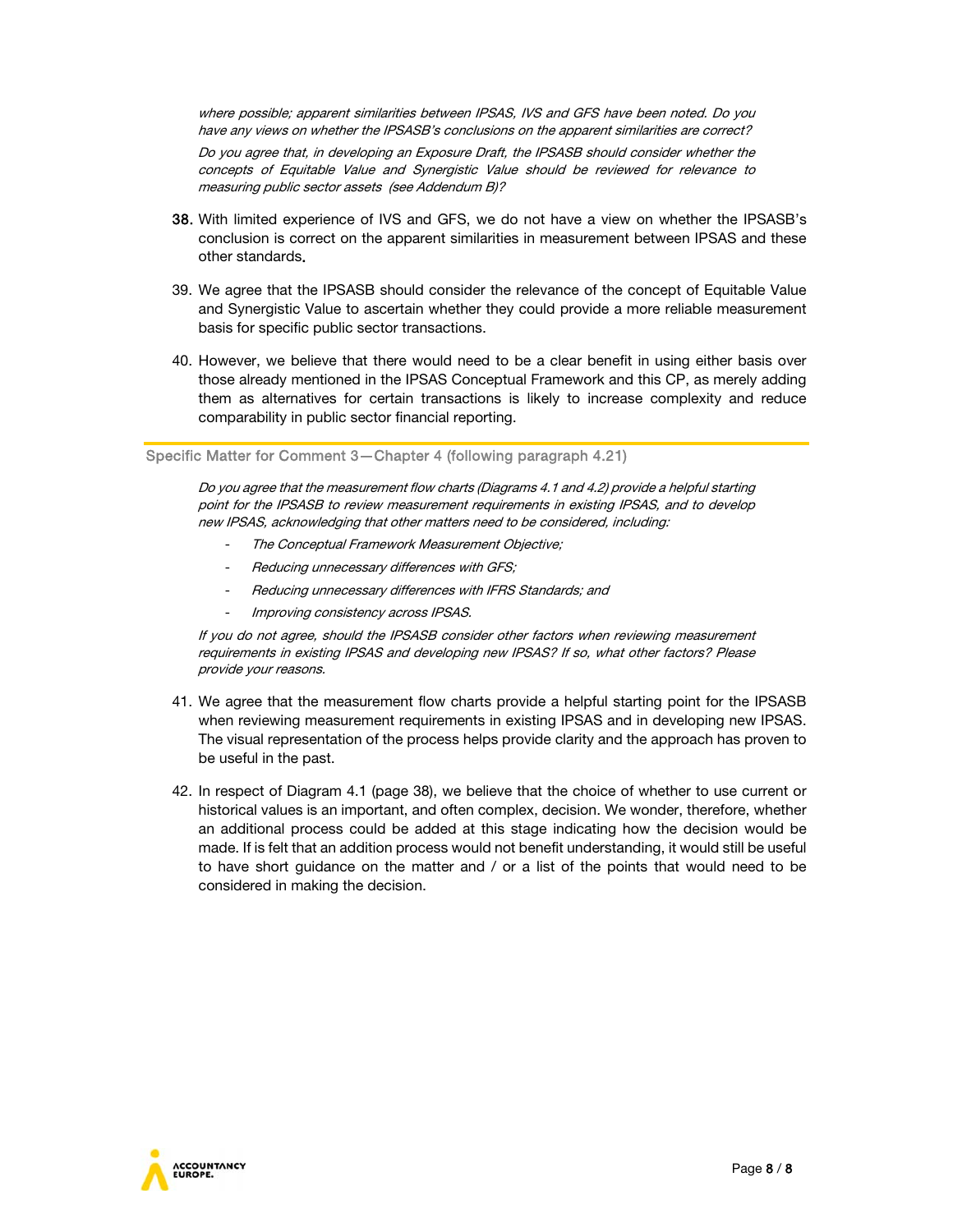*where possible; apparent similarities between IPSAS, IVS and GFS have been noted. Do you have any views on whether the IPSASB's conclusions on the apparent similarities are correct?*

*Do you agree that, in developing an Exposure Draft, the IPSASB should consider whether the concepts of Equitable Value and Synergistic Value should be reviewed for relevance to measuring public sector assets (see Addendum B)?*

38. With limited experience of IVS and GFS, we do not have a view on whether the IPSASB's conclusion is correct on the apparent similarities in measurement between IPSAS and these other standards.

39. We agree that the IPSASB should consider the relevance of the concept of Equitable Value and Synergistic Value to ascertain whether they could provide a more reliable measurement basis for specific public sector transactions.

40. However, we believe that there would need to be a clear benefit in using either basis over those already mentioned in the IPSAS Conceptual Framework and this CP, as merely adding them as alternatives for certain transactions is likely to increase complexity and reduce comparability in public sector financial reporting.

## Specific Matter for Comment 3—Chapter 4 (following paragraph 4.21)

*Do you agree that the measurement flow charts (Diagrams 4.1 and 4.2) provide a helpful starting point for the IPSASB to review measurement requirements in existing IPSAS, and to develop new IPSAS, acknowledging that other matters need to be considered, including:*

- *The Conceptual Framework Measurement Objective;*
- *Reducing unnecessary differences with GFS;*
- *Reducing unnecessary differences with IFRS Standards; and*
- *Improving consistency across IPSAS.*

*If you do not agree, should the IPSASB consider other factors when reviewing measurement requirements in existing IPSAS and developing new IPSAS? If so, what other factors? Please provide your reasons.*

41. We agree that the measurement flow charts provide a helpful starting point for the IPSASB when reviewing measurement requirements in existing IPSAS and in developing new IPSAS. The visual representation of the process helps provide clarity and the approach has proven to be useful in the past.

42. In respect of Diagram 4.1 (page 38), we believe that the choice of whether to use current or historical values is an important, and often complex, decision. We wonder, therefore, whether an additional process could be added at this stage indicating how the decision would be made. If is felt that an addition process would not benefit understanding, it would still be useful to have short guidance on the matter and / or a list of the points that would need to be considered in making the decision.